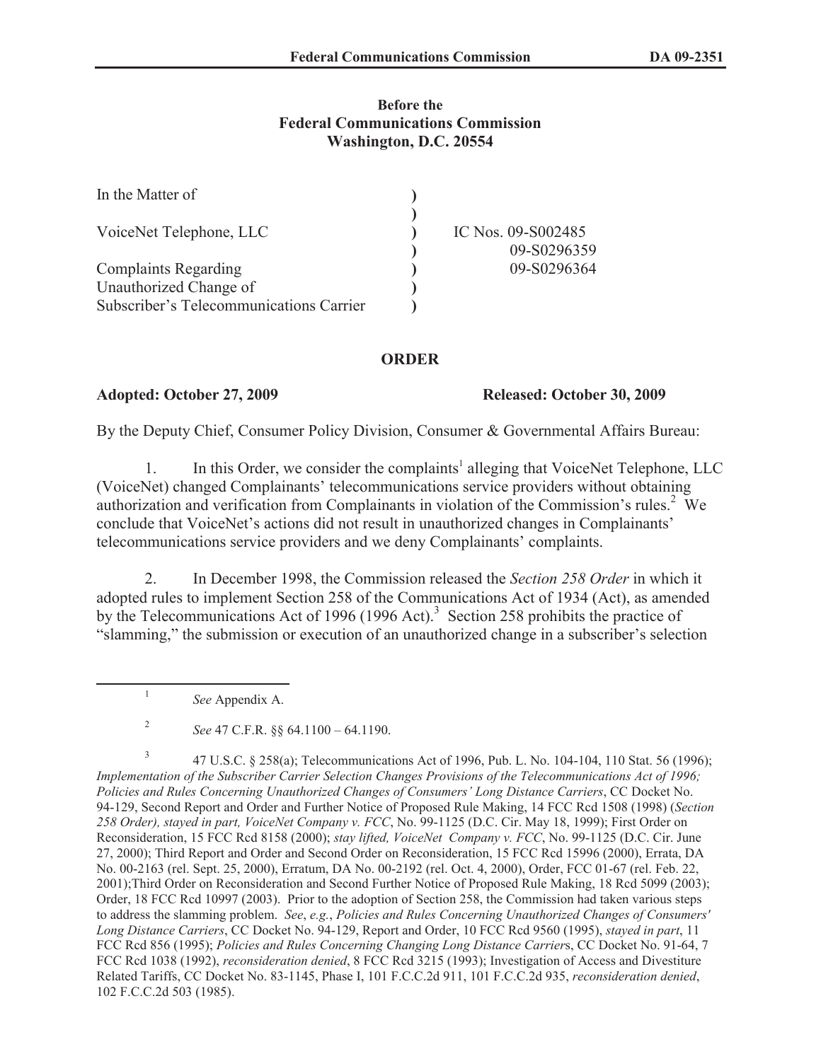**Before the**
**Federal Communications Commission**
**Washington, D.C. 20554**

| | | |
|---|---|---|
| In the Matter of | ) | |
| | ) | |
| VoiceNet Telephone, LLC | ) | IC Nos. 09-S002485 |
| | ) | 09-S0296359 |
| Complaints Regarding | ) | 09-S0296364 |
| Unauthorized Change of | ) | |
| Subscriber's Telecommunications Carrier | ) | |

## ORDER

**Adopted: October 27, 2009** **Released: October 30, 2009**

By the Deputy Chief, Consumer Policy Division, Consumer & Governmental Affairs Bureau:

1. In this Order, we consider the complaints[1] alleging that VoiceNet Telephone, LLC (VoiceNet) changed Complainants' telecommunications service providers without obtaining authorization and verification from Complainants in violation of the Commission's rules.[2] We conclude that VoiceNet's actions did not result in unauthorized changes in Complainants' telecommunications service providers and we deny Complainants' complaints.

2. In December 1998, the Commission released the *Section 258 Order* in which it adopted rules to implement Section 258 of the Communications Act of 1934 (Act), as amended by the Telecommunications Act of 1996 (1996 Act).[3] Section 258 prohibits the practice of "slamming," the submission or execution of an unauthorized change in a subscriber's selection

---

[1] *See* Appendix A.

[2] *See* 47 C.F.R. §§ 64.1100 – 64.1190.

[3] 47 U.S.C. § 258(a); Telecommunications Act of 1996, Pub. L. No. 104-104, 110 Stat. 56 (1996); *Implementation of the Subscriber Carrier Selection Changes Provisions of the Telecommunications Act of 1996; Policies and Rules Concerning Unauthorized Changes of Consumers' Long Distance Carriers*, CC Docket No. 94-129, Second Report and Order and Further Notice of Proposed Rule Making, 14 FCC Rcd 1508 (1998) (*Section 258 Order), stayed in part, VoiceNet Company v. FCC*, No. 99-1125 (D.C. Cir. May 18, 1999); First Order on Reconsideration, 15 FCC Rcd 8158 (2000); *stay lifted, VoiceNet Company v. FCC*, No. 99-1125 (D.C. Cir. June 27, 2000); Third Report and Order and Second Order on Reconsideration, 15 FCC Rcd 15996 (2000), Errata, DA No. 00-2163 (rel. Sept. 25, 2000), Erratum, DA No. 00-2192 (rel. Oct. 4, 2000), Order, FCC 01-67 (rel. Feb. 22, 2001);Third Order on Reconsideration and Second Further Notice of Proposed Rule Making, 18 Rcd 5099 (2003); Order, 18 FCC Rcd 10997 (2003). Prior to the adoption of Section 258, the Commission had taken various steps to address the slamming problem. *See*, *e.g.*, *Policies and Rules Concerning Unauthorized Changes of Consumers' Long Distance Carriers*, CC Docket No. 94-129, Report and Order, 10 FCC Rcd 9560 (1995), *stayed in part*, 11 FCC Rcd 856 (1995); *Policies and Rules Concerning Changing Long Distance Carrier*s, CC Docket No. 91-64, 7 FCC Rcd 1038 (1992), *reconsideration denied*, 8 FCC Rcd 3215 (1993); Investigation of Access and Divestiture Related Tariffs, CC Docket No. 83-1145, Phase I, 101 F.C.C.2d 911, 101 F.C.C.2d 935, *reconsideration denied*, 102 F.C.C.2d 503 (1985).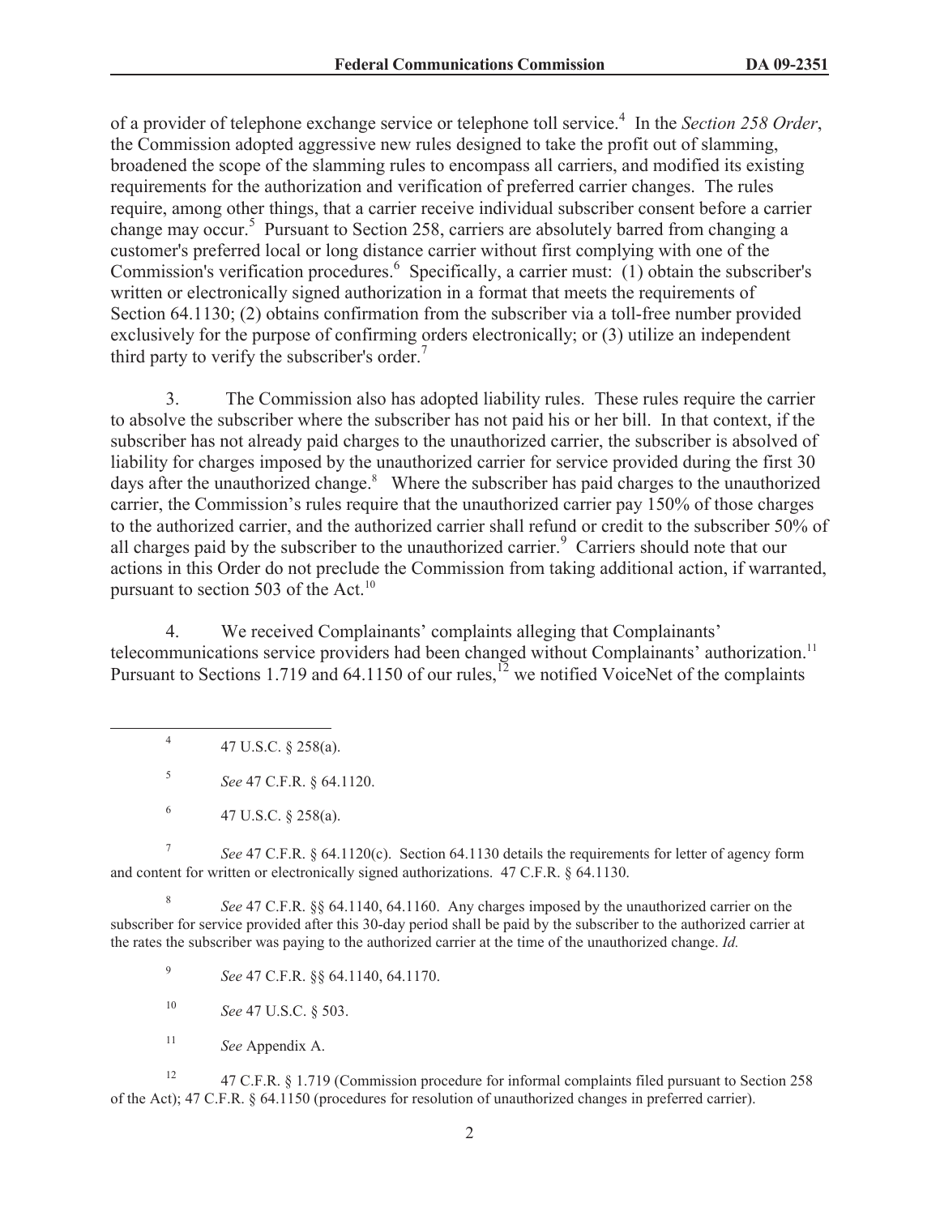of a provider of telephone exchange service or telephone toll service.[4] In the *Section 258 Order*, the Commission adopted aggressive new rules designed to take the profit out of slamming, broadened the scope of the slamming rules to encompass all carriers, and modified its existing requirements for the authorization and verification of preferred carrier changes. The rules require, among other things, that a carrier receive individual subscriber consent before a carrier change may occur.[5] Pursuant to Section 258, carriers are absolutely barred from changing a customer's preferred local or long distance carrier without first complying with one of the Commission's verification procedures.[6] Specifically, a carrier must: (1) obtain the subscriber's written or electronically signed authorization in a format that meets the requirements of Section 64.1130; (2) obtains confirmation from the subscriber via a toll-free number provided exclusively for the purpose of confirming orders electronically; or (3) utilize an independent third party to verify the subscriber's order.[7]

3. The Commission also has adopted liability rules. These rules require the carrier to absolve the subscriber where the subscriber has not paid his or her bill. In that context, if the subscriber has not already paid charges to the unauthorized carrier, the subscriber is absolved of liability for charges imposed by the unauthorized carrier for service provided during the first 30 days after the unauthorized change.[8] Where the subscriber has paid charges to the unauthorized carrier, the Commission's rules require that the unauthorized carrier pay 150% of those charges to the authorized carrier, and the authorized carrier shall refund or credit to the subscriber 50% of all charges paid by the subscriber to the unauthorized carrier.[9] Carriers should note that our actions in this Order do not preclude the Commission from taking additional action, if warranted, pursuant to section 503 of the Act.[10]

4. We received Complainants' complaints alleging that Complainants' telecommunications service providers had been changed without Complainants' authorization.[11] Pursuant to Sections 1.719 and 64.1150 of our rules,[12] we notified VoiceNet of the complaints

---

[4] 47 U.S.C. § 258(a).

[5] *See* 47 C.F.R. § 64.1120.

[6] 47 U.S.C. § 258(a).

[7] *See* 47 C.F.R. § 64.1120(c). Section 64.1130 details the requirements for letter of agency form and content for written or electronically signed authorizations. 47 C.F.R. § 64.1130.

[8] *See* 47 C.F.R. §§ 64.1140, 64.1160. Any charges imposed by the unauthorized carrier on the subscriber for service provided after this 30-day period shall be paid by the subscriber to the authorized carrier at the rates the subscriber was paying to the authorized carrier at the time of the unauthorized change. *Id.*

[9] *See* 47 C.F.R. §§ 64.1140, 64.1170.

[10] *See* 47 U.S.C. § 503.

[11] *See* Appendix A.

[12] 47 C.F.R. § 1.719 (Commission procedure for informal complaints filed pursuant to Section 258 of the Act); 47 C.F.R. § 64.1150 (procedures for resolution of unauthorized changes in preferred carrier).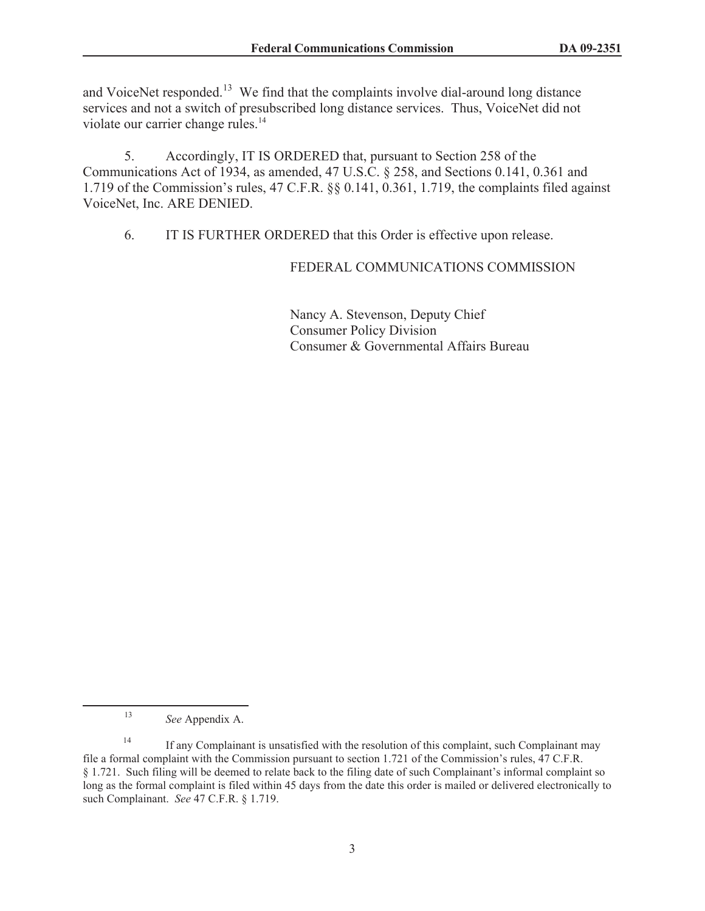and VoiceNet responded.[13] We find that the complaints involve dial-around long distance services and not a switch of presubscribed long distance services. Thus, VoiceNet did not violate our carrier change rules.[14]

5. Accordingly, IT IS ORDERED that, pursuant to Section 258 of the Communications Act of 1934, as amended, 47 U.S.C. § 258, and Sections 0.141, 0.361 and 1.719 of the Commission's rules, 47 C.F.R. §§ 0.141, 0.361, 1.719, the complaints filed against VoiceNet, Inc. ARE DENIED.

6. IT IS FURTHER ORDERED that this Order is effective upon release.

FEDERAL COMMUNICATIONS COMMISSION

Nancy A. Stevenson, Deputy Chief
Consumer Policy Division
Consumer & Governmental Affairs Bureau

---

[13] *See* Appendix A.

[14] If any Complainant is unsatisfied with the resolution of this complaint, such Complainant may file a formal complaint with the Commission pursuant to section 1.721 of the Commission's rules, 47 C.F.R. § 1.721. Such filing will be deemed to relate back to the filing date of such Complainant's informal complaint so long as the formal complaint is filed within 45 days from the date this order is mailed or delivered electronically to such Complainant. *See* 47 C.F.R. § 1.719.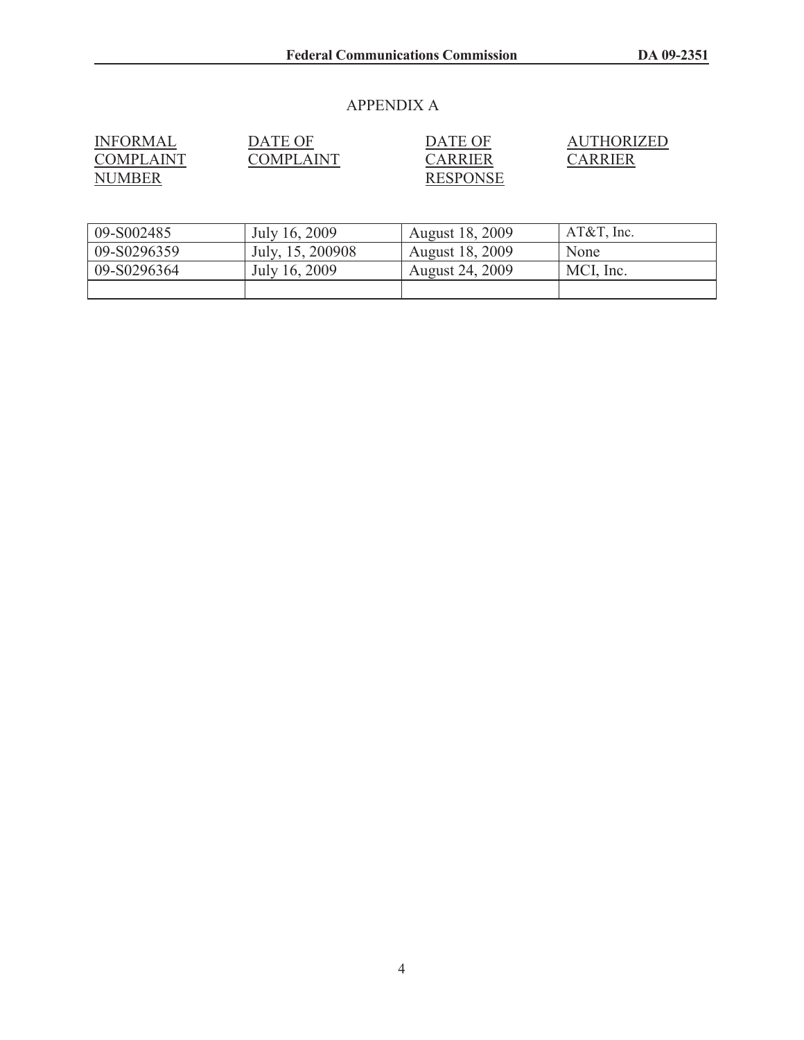## APPENDIX A

| INFORMAL COMPLAINT NUMBER | DATE OF COMPLAINT | DATE OF CARRIER RESPONSE | AUTHORIZED CARRIER |
|---|---|---|---|
| 09-S002485 | July 16, 2009 | August 18, 2009 | AT&T, Inc. |
| 09-S0296359 | July, 15, 200908 | August 18, 2009 | None |
| 09-S0296364 | July 16, 2009 | August 24, 2009 | MCI, Inc. |
| | | | |